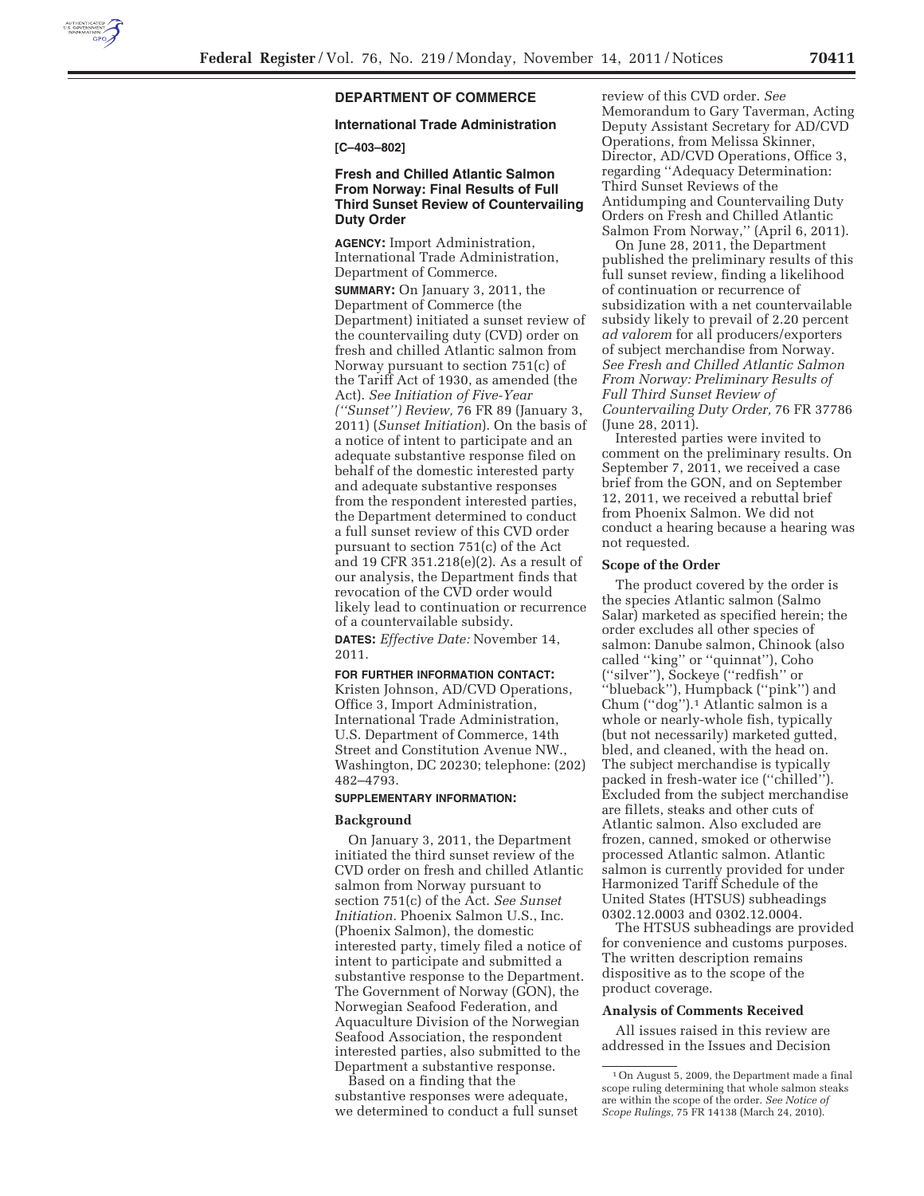## DEPARTMENT OF COMMERCE

### International Trade Administration

**[C–403–802]**

### Fresh and Chilled Atlantic Salmon From Norway: Final Results of Full Third Sunset Review of Countervailing Duty Order

**AGENCY:** Import Administration, International Trade Administration, Department of Commerce.

**SUMMARY:** On January 3, 2011, the Department of Commerce (the Department) initiated a sunset review of the countervailing duty (CVD) order on fresh and chilled Atlantic salmon from Norway pursuant to section 751(c) of the Tariff Act of 1930, as amended (the Act). *See Initiation of Five-Year (''Sunset'') Review,* 76 FR 89 (January 3, 2011) (*Sunset Initiation*). On the basis of a notice of intent to participate and an adequate substantive response filed on behalf of the domestic interested party and adequate substantive responses from the respondent interested parties, the Department determined to conduct a full sunset review of this CVD order pursuant to section 751(c) of the Act and 19 CFR 351.218(e)(2). As a result of our analysis, the Department finds that revocation of the CVD order would likely lead to continuation or recurrence of a countervailable subsidy.

**DATES:** *Effective Date:* November 14, 2011.

**FOR FURTHER INFORMATION CONTACT:** Kristen Johnson, AD/CVD Operations, Office 3, Import Administration, International Trade Administration, U.S. Department of Commerce, 14th Street and Constitution Avenue NW., Washington, DC 20230; telephone: (202) 482–4793.

**SUPPLEMENTARY INFORMATION:**

#### Background

On January 3, 2011, the Department initiated the third sunset review of the CVD order on fresh and chilled Atlantic salmon from Norway pursuant to section 751(c) of the Act. *See Sunset Initiation.* Phoenix Salmon U.S., Inc. (Phoenix Salmon), the domestic interested party, timely filed a notice of intent to participate and submitted a substantive response to the Department. The Government of Norway (GON), the Norwegian Seafood Federation, and Aquaculture Division of the Norwegian Seafood Association, the respondent interested parties, also submitted to the Department a substantive response.

Based on a finding that the substantive responses were adequate, we determined to conduct a full sunset review of this CVD order. *See* Memorandum to Gary Taverman, Acting Deputy Assistant Secretary for AD/CVD Operations, from Melissa Skinner, Director, AD/CVD Operations, Office 3, regarding ''Adequacy Determination: Third Sunset Reviews of the Antidumping and Countervailing Duty Orders on Fresh and Chilled Atlantic Salmon From Norway,'' (April 6, 2011).

On June 28, 2011, the Department published the preliminary results of this full sunset review, finding a likelihood of continuation or recurrence of subsidization with a net countervailable subsidy likely to prevail of 2.20 percent *ad valorem* for all producers/exporters of subject merchandise from Norway. *See Fresh and Chilled Atlantic Salmon From Norway: Preliminary Results of Full Third Sunset Review of Countervailing Duty Order,* 76 FR 37786 (June 28, 2011).

Interested parties were invited to comment on the preliminary results. On September 7, 2011, we received a case brief from the GON, and on September 12, 2011, we received a rebuttal brief from Phoenix Salmon. We did not conduct a hearing because a hearing was not requested.

#### Scope of the Order

The product covered by the order is the species Atlantic salmon (Salmo Salar) marketed as specified herein; the order excludes all other species of salmon: Danube salmon, Chinook (also called ''king'' or ''quinnat''), Coho (''silver''), Sockeye (''redfish'' or ''blueback''), Humpback (''pink'') and Chum (''dog'').[1] Atlantic salmon is a whole or nearly-whole fish, typically (but not necessarily) marketed gutted, bled, and cleaned, with the head on. The subject merchandise is typically packed in fresh-water ice (''chilled''). Excluded from the subject merchandise are fillets, steaks and other cuts of Atlantic salmon. Also excluded are frozen, canned, smoked or otherwise processed Atlantic salmon. Atlantic salmon is currently provided for under Harmonized Tariff Schedule of the United States (HTSUS) subheadings 0302.12.0003 and 0302.12.0004.

The HTSUS subheadings are provided for convenience and customs purposes. The written description remains dispositive as to the scope of the product coverage.

#### Analysis of Comments Received

All issues raised in this review are addressed in the Issues and Decision

[1] On August 5, 2009, the Department made a final scope ruling determining that whole salmon steaks are within the scope of the order. *See Notice of Scope Rulings,* 75 FR 14138 (March 24, 2010).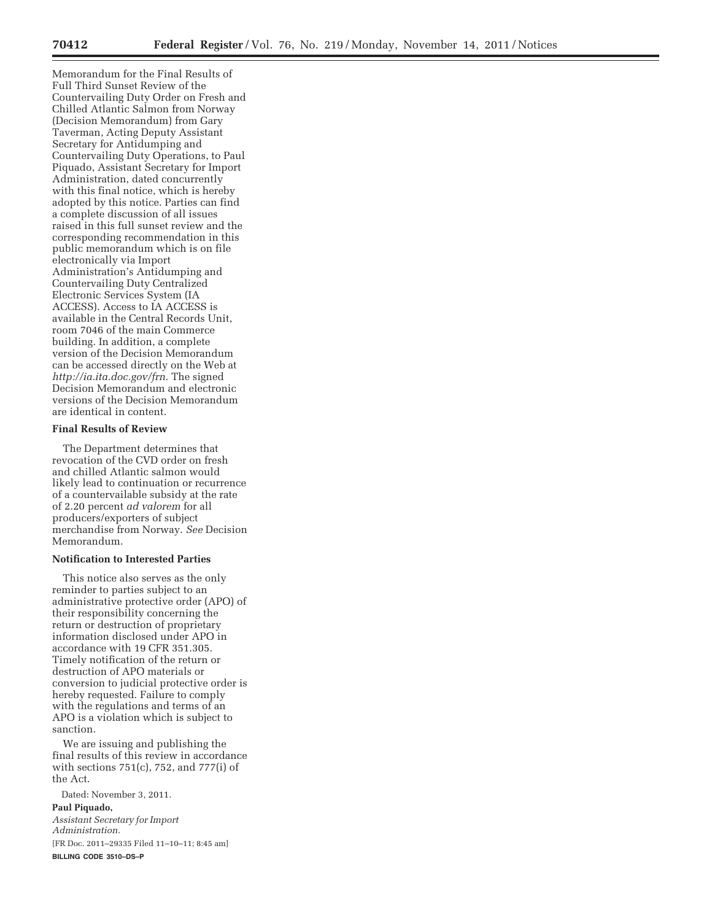Memorandum for the Final Results of Full Third Sunset Review of the Countervailing Duty Order on Fresh and Chilled Atlantic Salmon from Norway (Decision Memorandum) from Gary Taverman, Acting Deputy Assistant Secretary for Antidumping and Countervailing Duty Operations, to Paul Piquado, Assistant Secretary for Import Administration, dated concurrently with this final notice, which is hereby adopted by this notice. Parties can find a complete discussion of all issues raised in this full sunset review and the corresponding recommendation in this public memorandum which is on file electronically via Import Administration's Antidumping and Countervailing Duty Centralized Electronic Services System (IA ACCESS). Access to IA ACCESS is available in the Central Records Unit, room 7046 of the main Commerce building. In addition, a complete version of the Decision Memorandum can be accessed directly on the Web at *http://ia.ita.doc.gov/frn*. The signed Decision Memorandum and electronic versions of the Decision Memorandum are identical in content.

**Final Results of Review**

The Department determines that revocation of the CVD order on fresh and chilled Atlantic salmon would likely lead to continuation or recurrence of a countervailable subsidy at the rate of 2.20 percent *ad valorem* for all producers/exporters of subject merchandise from Norway. *See* Decision Memorandum.

**Notification to Interested Parties**

This notice also serves as the only reminder to parties subject to an administrative protective order (APO) of their responsibility concerning the return or destruction of proprietary information disclosed under APO in accordance with 19 CFR 351.305. Timely notification of the return or destruction of APO materials or conversion to judicial protective order is hereby requested. Failure to comply with the regulations and terms of an APO is a violation which is subject to sanction.

We are issuing and publishing the final results of this review in accordance with sections 751(c), 752, and 777(i) of the Act.

Dated: November 3, 2011.

**Paul Piquado,**

*Assistant Secretary for Import Administration.*

[FR Doc. 2011–29335 Filed 11–10–11; 8:45 am]

**BILLING CODE 3510–DS–P**